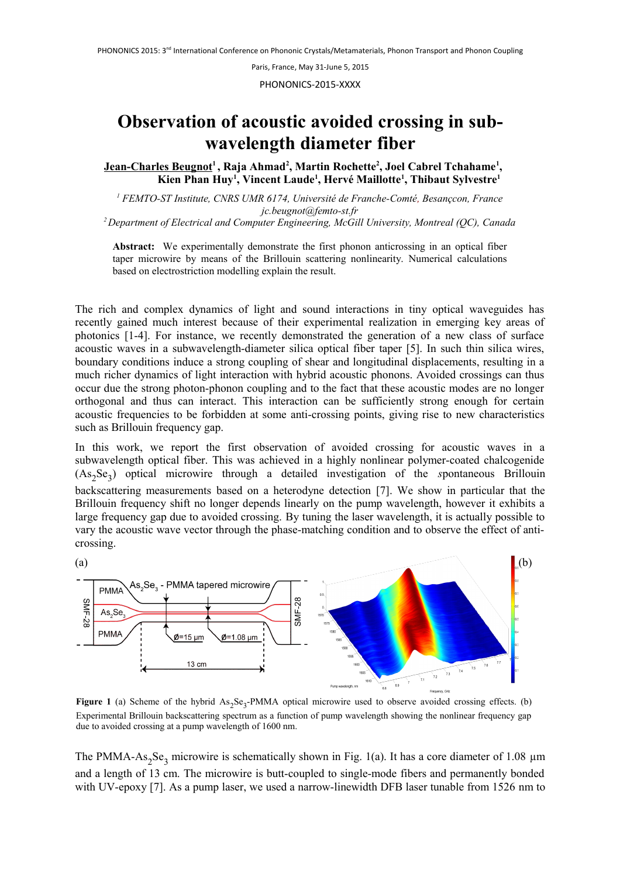# Observation of acoustic avoided crossing in sub-wavelength diameter fiber

**Jean-Charles Beugnot[1], Raja Ahmad[2], Martin Rochette[2], Joel Cabrel Tchahame[1], Kien Phan Huy[1], Vincent Laude[1], Hervé Maillotte[1], Thibaut Sylvestre[1]**

[1] *FEMTO-ST Institute, CNRS UMR 6174, Université de Franche-Comté, Besançcon, France*
*jc.beugnot@femto-st.fr*
[2] *Department of Electrical and Computer Engineering, McGill University, Montreal (QC), Canada*

**Abstract:** We experimentally demonstrate the first phonon anticrossing in an optical fiber taper microwire by means of the Brillouin scattering nonlinearity. Numerical calculations based on electrostriction modelling explain the result.

The rich and complex dynamics of light and sound interactions in tiny optical waveguides has recently gained much interest because of their experimental realization in emerging key areas of photonics [1-4]. For instance, we recently demonstrated the generation of a new class of surface acoustic waves in a subwavelength-diameter silica optical fiber taper [5]. In such thin silica wires, boundary conditions induce a strong coupling of shear and longitudinal displacements, resulting in a much richer dynamics of light interaction with hybrid acoustic phonons. Avoided crossings can thus occur due the strong photon-phonon coupling and to the fact that these acoustic modes are no longer orthogonal and thus can interact. This interaction can be sufficiently strong enough for certain acoustic frequencies to be forbidden at some anti-crossing points, giving rise to new characteristics such as Brillouin frequency gap.

In this work, we report the first observation of avoided crossing for acoustic waves in a subwavelength optical fiber. This was achieved in a highly nonlinear polymer-coated chalcogenide ($As_2Se_3$) optical microwire through a detailed investigation of the *s*pontaneous Brillouin backscattering measurements based on a heterodyne detection [7]. We show in particular that the Brillouin frequency shift no longer depends linearly on the pump wavelength, however it exhibits a large frequency gap due to avoided crossing. By tuning the laser wavelength, it is actually possible to vary the acoustic wave vector through the phase-matching condition and to observe the effect of anti-crossing.

**Figure 1** (a) Scheme of the hybrid $As_2Se_3$-PMMA optical microwire used to observe avoided crossing effects. (b) Experimental Brillouin backscattering spectrum as a function of pump wavelength showing the nonlinear frequency gap due to avoided crossing at a pump wavelength of 1600 nm.

The PMMA-$As_2Se_3$ microwire is schematically shown in Fig. 1(a). It has a core diameter of 1.08 µm and a length of 13 cm. The microwire is butt-coupled to single-mode fibers and permanently bonded with UV-epoxy [7]. As a pump laser, we used a narrow-linewidth DFB laser tunable from 1526 nm to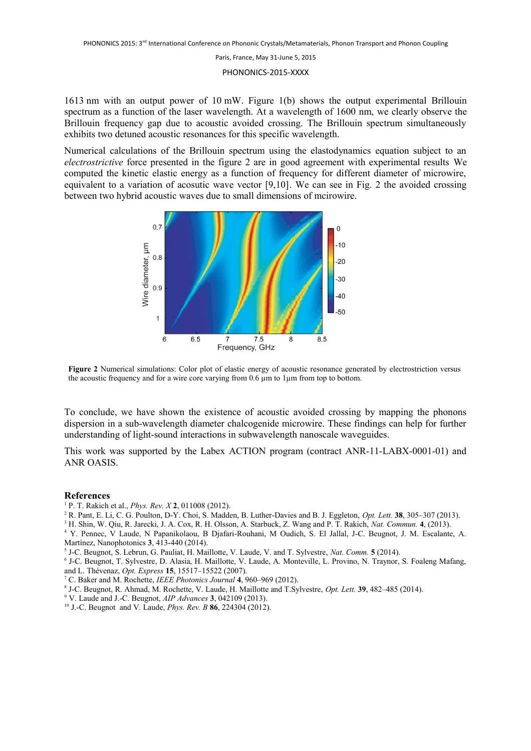1613 nm with an output power of 10 mW. Figure 1(b) shows the output experimental Brillouin spectrum as a function of the laser wavelength. At a wavelength of 1600 nm, we clearly observe the Brillouin frequency gap due to acoustic avoided crossing. The Brillouin spectrum simultaneously exhibits two detuned acoustic resonances for this specific wavelength.

Numerical calculations of the Brillouin spectrum using the elastodynamics equation subject to an *electrostrictive* force presented in the figure 2 are in good agreement with experimental results We computed the kinetic elastic energy as a function of frequency for different diameter of microwire, equivalent to a variation of acosutic wave vector [9,10]. We can see in Fig. 2 the avoided crossing between two hybrid acoustic waves due to small dimensions of mcirowire.

Wire diameter, µm
0.7
0.8
0.9
1
6
6.5
7
7.5
8
8.5
Frequency, GHz
0
-10
-20
-30
-40
-50

**Figure 2** Numerical simulations: Color plot of elastic energy of acoustic resonance generated by electrostriction versus the acoustic frequency and for a wire core varying from 0.6 µm to 1µm from top to bottom.

To conclude, we have shown the existence of acoustic avoided crossing by mapping the phonons dispersion in a sub-wavelength diameter chalcogenide microwire. These findings can help for further understanding of light-sound interactions in subwavelength nanoscale waveguides.

This work was supported by the Labex ACTION program (contract ANR-11-LABX-0001-01) and ANR OASIS.

## References

[1] P. T. Rakich et al., *Phys. Rev. X* **2**, 011008 (2012).

[2] R. Pant, E. Li, C. G. Poulton, D-Y. Choi, S. Madden, B. Luther-Davies and B. J. Eggleton, *Opt. Lett.* **38**, 305–307 (2013).

[3] H. Shin, W. Qiu, R. Jarecki, J. A. Cox, R. H. Olsson, A. Starbuck, Z. Wang and P. T. Rakich, *Nat. Commun.* **4**, (2013).

[4] Y. Pennec, V Laude, N Papanikolaou, B Djafari-Rouhani, M Oudich, S. El Jallal, J-C. Beugnot, J. M. Escalante, A. Martínez, Nanophotonics **3**, 413-440 (2014).

[5] J-C. Beugnot, S. Lebrun, G. Pauliat, H. Maillotte, V. Laude, V. and T. Sylvestre, *Nat. Comm.* **5** (2014).

[6] J-C. Beugnot, T. Sylvestre, D. Alasia, H. Maillotte, V. Laude, A. Monteville, L. Provino, N. Traynor, S. Foaleng Mafang, and L. Thévenaz, *Opt. Express* **15**, 15517–15522 (2007).

[7] C. Baker and M. Rochette, *IEEE Photonics Journal* **4**, 960–969 (2012).

[8] J-C. Beugnot, R. Ahmad, M. Rochette, V. Laude, H. Maillotte and T.Sylvestre, *Opt. Lett.* **39**, 482–485 (2014).

[9] V. Laude and J.-C. Beugnot, *AIP Advances* **3**, 042109 (2013).

[10] J.-C. Beugnot and V. Laude, *Phys. Rev. B* **86**, 224304 (2012).